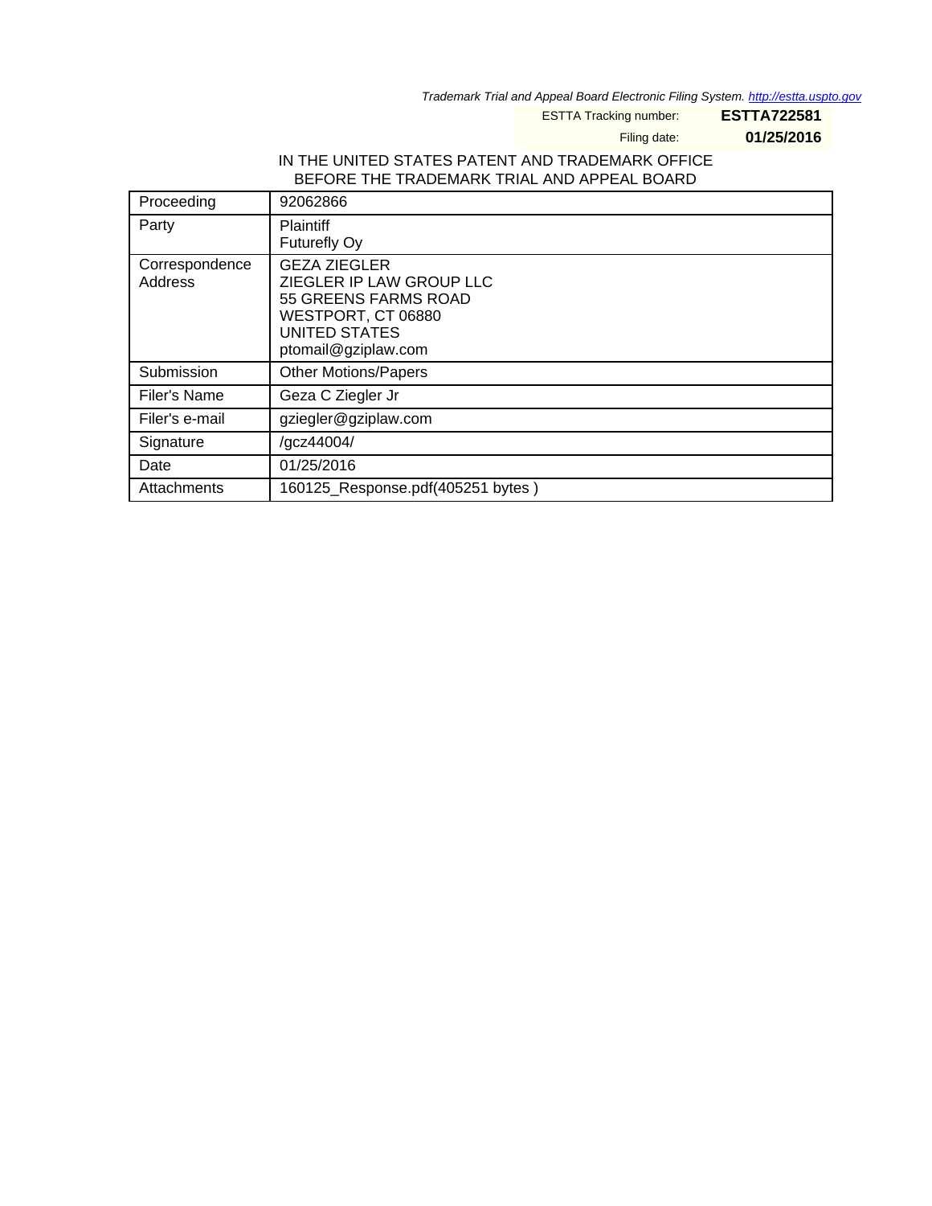*Trademark Trial and Appeal Board Electronic Filing System. http://estta.uspto.gov*

ESTTA Tracking number: **ESTTA722581**

Filing date: **01/25/2016**

IN THE UNITED STATES PATENT AND TRADEMARK OFFICE
BEFORE THE TRADEMARK TRIAL AND APPEAL BOARD

| Proceeding | 92062866 |
|---|---|
| Party | Plaintiff<br>Futurefly Oy |
| Correspondence Address | GEZA ZIEGLER<br>ZIEGLER IP LAW GROUP LLC<br>55 GREENS FARMS ROAD<br>WESTPORT, CT 06880<br>UNITED STATES<br>ptomail@gziplaw.com |
| Submission | Other Motions/Papers |
| Filer's Name | Geza C Ziegler Jr |
| Filer's e-mail | gziegler@gziplaw.com |
| Signature | /gcz44004/ |
| Date | 01/25/2016 |
| Attachments | 160125_Response.pdf(405251 bytes ) |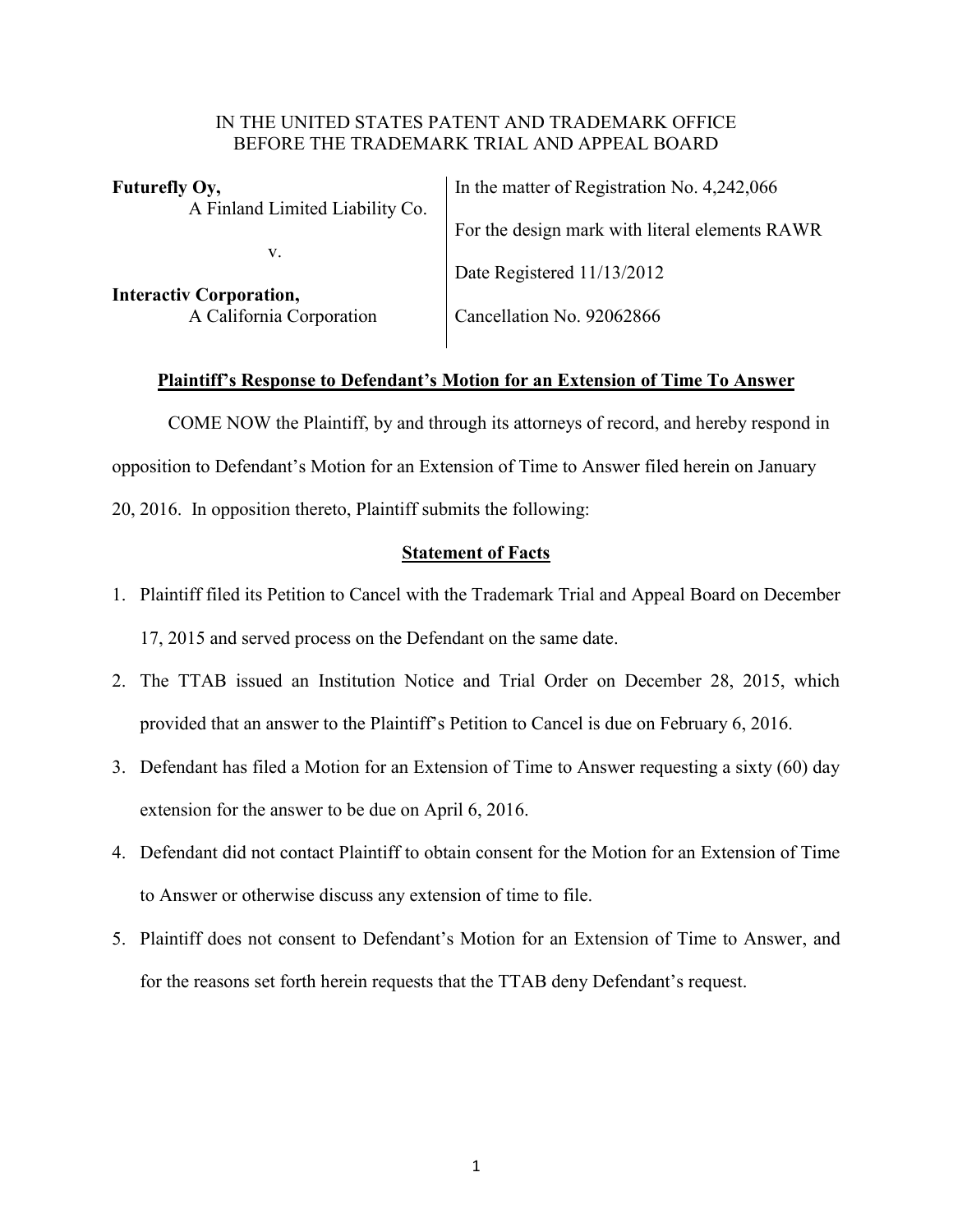IN THE UNITED STATES PATENT AND TRADEMARK OFFICE
BEFORE THE TRADEMARK TRIAL AND APPEAL BOARD

| | |
|---|---|
| **Futurefly Oy,** A Finland Limited Liability Co. | In the matter of Registration No. 4,242,066 |
| v. | For the design mark with literal elements RAWR |
| | Date Registered 11/13/2012 |
| **Interactiv Corporation,** A California Corporation | Cancellation No. 92062866 |

**Plaintiff's Response to Defendant's Motion for an Extension of Time To Answer**

COME NOW the Plaintiff, by and through its attorneys of record, and hereby respond in opposition to Defendant's Motion for an Extension of Time to Answer filed herein on January 20, 2016. In opposition thereto, Plaintiff submits the following:

**Statement of Facts**

1. Plaintiff filed its Petition to Cancel with the Trademark Trial and Appeal Board on December 17, 2015 and served process on the Defendant on the same date.
2. The TTAB issued an Institution Notice and Trial Order on December 28, 2015, which provided that an answer to the Plaintiff's Petition to Cancel is due on February 6, 2016.
3. Defendant has filed a Motion for an Extension of Time to Answer requesting a sixty (60) day extension for the answer to be due on April 6, 2016.
4. Defendant did not contact Plaintiff to obtain consent for the Motion for an Extension of Time to Answer or otherwise discuss any extension of time to file.
5. Plaintiff does not consent to Defendant's Motion for an Extension of Time to Answer, and for the reasons set forth herein requests that the TTAB deny Defendant's request.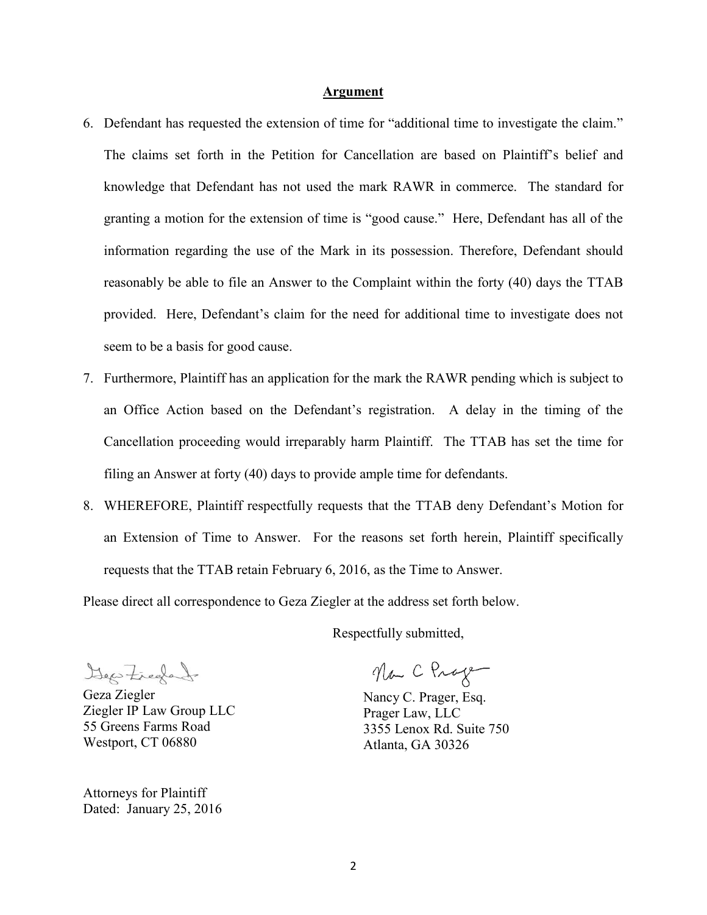**Argument**

6. Defendant has requested the extension of time for "additional time to investigate the claim." The claims set forth in the Petition for Cancellation are based on Plaintiff's belief and knowledge that Defendant has not used the mark RAWR in commerce. The standard for granting a motion for the extension of time is "good cause." Here, Defendant has all of the information regarding the use of the Mark in its possession. Therefore, Defendant should reasonably be able to file an Answer to the Complaint within the forty (40) days the TTAB provided. Here, Defendant's claim for the need for additional time to investigate does not seem to be a basis for good cause.

7. Furthermore, Plaintiff has an application for the mark the RAWR pending which is subject to an Office Action based on the Defendant's registration. A delay in the timing of the Cancellation proceeding would irreparably harm Plaintiff. The TTAB has set the time for filing an Answer at forty (40) days to provide ample time for defendants.

8. WHEREFORE, Plaintiff respectfully requests that the TTAB deny Defendant's Motion for an Extension of Time to Answer. For the reasons set forth herein, Plaintiff specifically requests that the TTAB retain February 6, 2016, as the Time to Answer.

Please direct all correspondence to Geza Ziegler at the address set forth below.

Respectfully submitted,

Geza Ziegler
Ziegler IP Law Group LLC
55 Greens Farms Road
Westport, CT 06880

Nancy C. Prager, Esq.
Prager Law, LLC
3355 Lenox Rd. Suite 750
Atlanta, GA 30326

Attorneys for Plaintiff
Dated: January 25, 2016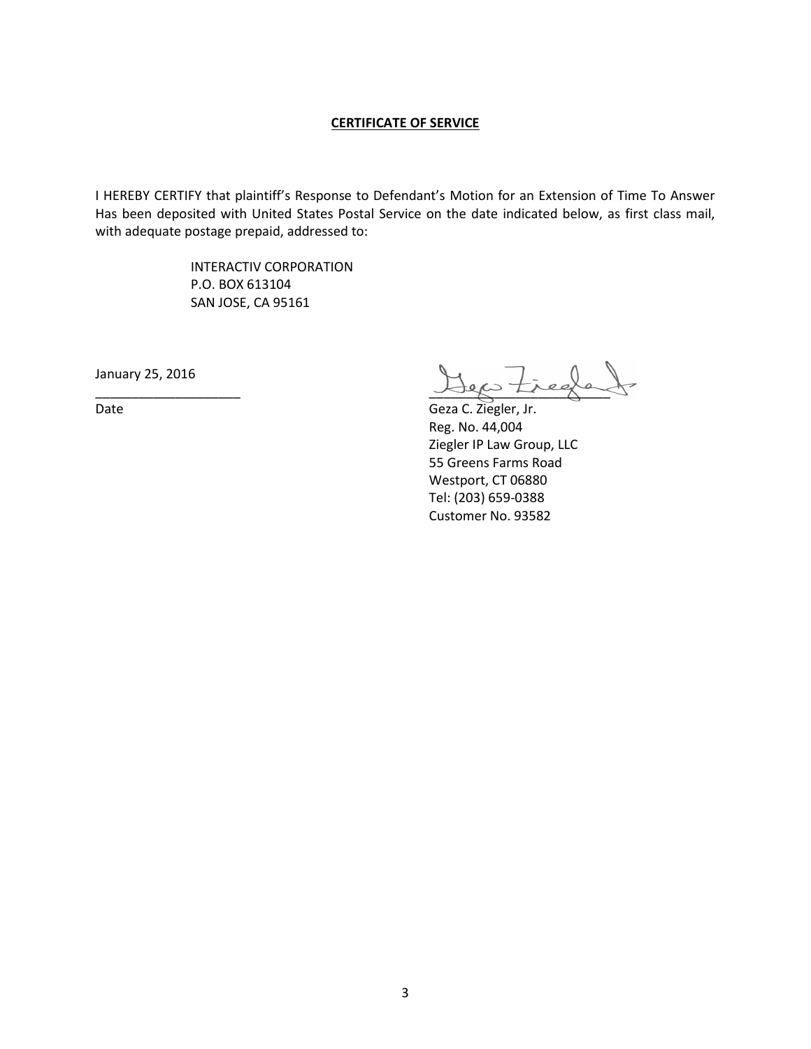**CERTIFICATE OF SERVICE**

I HEREBY CERTIFY that plaintiff's Response to Defendant's Motion for an Extension of Time To Answer Has been deposited with United States Postal Service on the date indicated below, as first class mail, with adequate postage prepaid, addressed to:

INTERACTIV CORPORATION
P.O. BOX 613104
SAN JOSE, CA 95161

January 25, 2016
____________________
Date

____________________
Geza C. Ziegler, Jr.
Reg. No. 44,004
Ziegler IP Law Group, LLC
55 Greens Farms Road
Westport, CT 06880
Tel: (203) 659-0388
Customer No. 93582